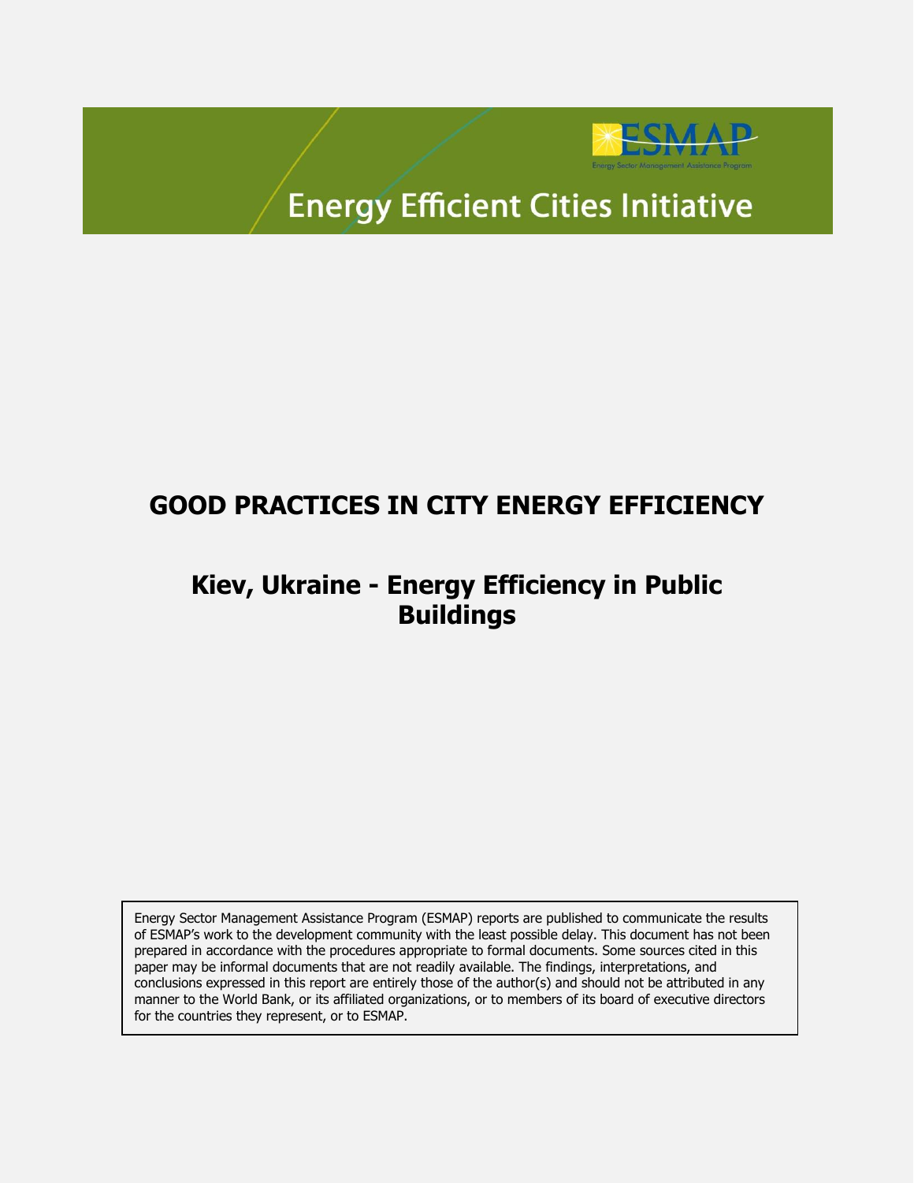ESMAP

Energy Sector Management Assistance Program

Energy Efficient Cities Initiative

# GOOD PRACTICES IN CITY ENERGY EFFICIENCY

## Kiev, Ukraine - Energy Efficiency in Public Buildings

Energy Sector Management Assistance Program (ESMAP) reports are published to communicate the results of ESMAP's work to the development community with the least possible delay. This document has not been prepared in accordance with the procedures appropriate to formal documents. Some sources cited in this paper may be informal documents that are not readily available. The findings, interpretations, and conclusions expressed in this report are entirely those of the author(s) and should not be attributed in any manner to the World Bank, or its affiliated organizations, or to members of its board of executive directors for the countries they represent, or to ESMAP.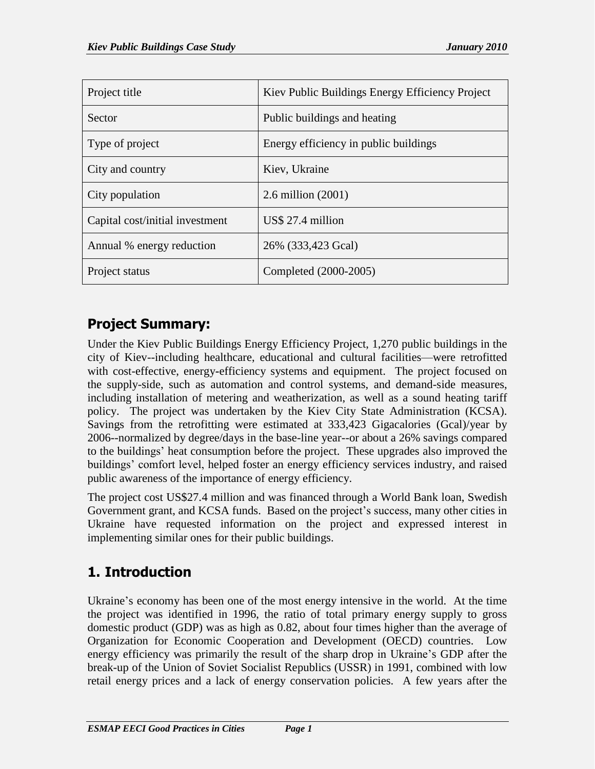| Project title | Kiev Public Buildings Energy Efficiency Project |
|---|---|
| Sector | Public buildings and heating |
| Type of project | Energy efficiency in public buildings |
| City and country | Kiev, Ukraine |
| City population | 2.6 million (2001) |
| Capital cost/initial investment | US$ 27.4 million |
| Annual % energy reduction | 26% (333,423 Gcal) |
| Project status | Completed (2000-2005) |

## Project Summary:

Under the Kiev Public Buildings Energy Efficiency Project, 1,270 public buildings in the city of Kiev--including healthcare, educational and cultural facilities—were retrofitted with cost-effective, energy-efficiency systems and equipment. The project focused on the supply-side, such as automation and control systems, and demand-side measures, including installation of metering and weatherization, as well as a sound heating tariff policy. The project was undertaken by the Kiev City State Administration (KCSA). Savings from the retrofitting were estimated at 333,423 Gigacalories (Gcal)/year by 2006--normalized by degree/days in the base-line year--or about a 26% savings compared to the buildings' heat consumption before the project. These upgrades also improved the buildings' comfort level, helped foster an energy efficiency services industry, and raised public awareness of the importance of energy efficiency.

The project cost US$27.4 million and was financed through a World Bank loan, Swedish Government grant, and KCSA funds. Based on the project's success, many other cities in Ukraine have requested information on the project and expressed interest in implementing similar ones for their public buildings.

## 1. Introduction

Ukraine's economy has been one of the most energy intensive in the world. At the time the project was identified in 1996, the ratio of total primary energy supply to gross domestic product (GDP) was as high as 0.82, about four times higher than the average of Organization for Economic Cooperation and Development (OECD) countries. Low energy efficiency was primarily the result of the sharp drop in Ukraine's GDP after the break-up of the Union of Soviet Socialist Republics (USSR) in 1991, combined with low retail energy prices and a lack of energy conservation policies. A few years after the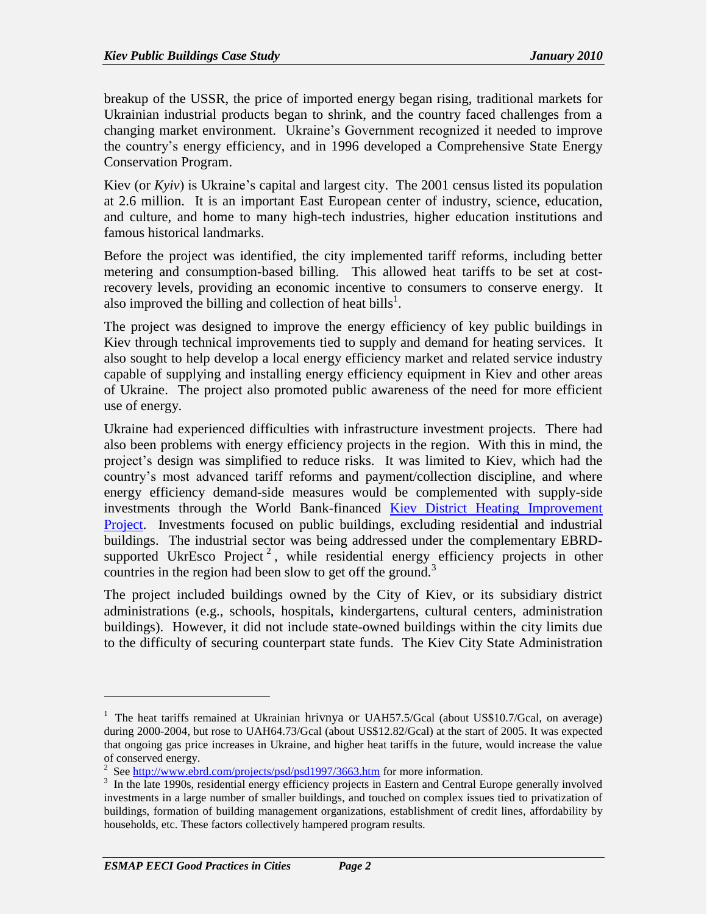breakup of the USSR, the price of imported energy began rising, traditional markets for Ukrainian industrial products began to shrink, and the country faced challenges from a changing market environment. Ukraine's Government recognized it needed to improve the country's energy efficiency, and in 1996 developed a Comprehensive State Energy Conservation Program.

Kiev (or *Kyiv*) is Ukraine's capital and largest city. The 2001 census listed its population at 2.6 million. It is an important East European center of industry, science, education, and culture, and home to many high-tech industries, higher education institutions and famous historical landmarks.

Before the project was identified, the city implemented tariff reforms, including better metering and consumption-based billing. This allowed heat tariffs to be set at cost-recovery levels, providing an economic incentive to consumers to conserve energy. It also improved the billing and collection of heat bills[1].

The project was designed to improve the energy efficiency of key public buildings in Kiev through technical improvements tied to supply and demand for heating services. It also sought to help develop a local energy efficiency market and related service industry capable of supplying and installing energy efficiency equipment in Kiev and other areas of Ukraine. The project also promoted public awareness of the need for more efficient use of energy.

Ukraine had experienced difficulties with infrastructure investment projects. There had also been problems with energy efficiency projects in the region. With this in mind, the project's design was simplified to reduce risks. It was limited to Kiev, which had the country's most advanced tariff reforms and payment/collection discipline, and where energy efficiency demand-side measures would be complemented with supply-side investments through the World Bank-financed Kiev District Heating Improvement Project. Investments focused on public buildings, excluding residential and industrial buildings. The industrial sector was being addressed under the complementary EBRD-supported UkrEsco Project[2], while residential energy efficiency projects in other countries in the region had been slow to get off the ground.[3]

The project included buildings owned by the City of Kiev, or its subsidiary district administrations (e.g., schools, hospitals, kindergartens, cultural centers, administration buildings). However, it did not include state-owned buildings within the city limits due to the difficulty of securing counterpart state funds. The Kiev City State Administration

---

[1] The heat tariffs remained at Ukrainian hrivnya or UAH57.5/Gcal (about US$10.7/Gcal, on average) during 2000-2004, but rose to UAH64.73/Gcal (about US$12.82/Gcal) at the start of 2005. It was expected that ongoing gas price increases in Ukraine, and higher heat tariffs in the future, would increase the value of conserved energy.

[2] See http://www.ebrd.com/projects/psd/psd1997/3663.htm for more information.

[3] In the late 1990s, residential energy efficiency projects in Eastern and Central Europe generally involved investments in a large number of smaller buildings, and touched on complex issues tied to privatization of buildings, formation of building management organizations, establishment of credit lines, affordability by households, etc. These factors collectively hampered program results.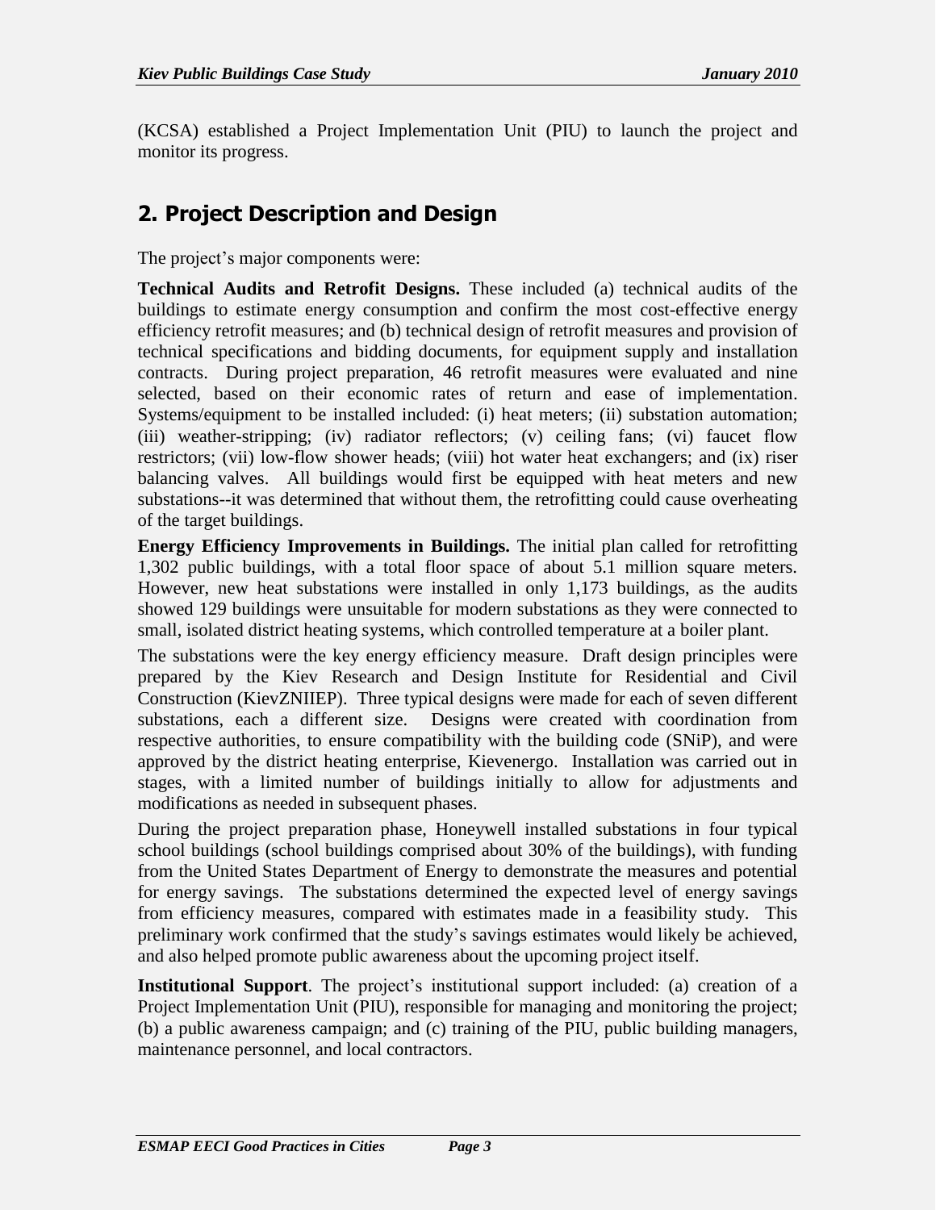(KCSA) established a Project Implementation Unit (PIU) to launch the project and monitor its progress.

## 2. Project Description and Design

The project's major components were:

**Technical Audits and Retrofit Designs.** These included (a) technical audits of the buildings to estimate energy consumption and confirm the most cost-effective energy efficiency retrofit measures; and (b) technical design of retrofit measures and provision of technical specifications and bidding documents, for equipment supply and installation contracts. During project preparation, 46 retrofit measures were evaluated and nine selected, based on their economic rates of return and ease of implementation. Systems/equipment to be installed included: (i) heat meters; (ii) substation automation; (iii) weather-stripping; (iv) radiator reflectors; (v) ceiling fans; (vi) faucet flow restrictors; (vii) low-flow shower heads; (viii) hot water heat exchangers; and (ix) riser balancing valves. All buildings would first be equipped with heat meters and new substations--it was determined that without them, the retrofitting could cause overheating of the target buildings.

**Energy Efficiency Improvements in Buildings.** The initial plan called for retrofitting 1,302 public buildings, with a total floor space of about 5.1 million square meters. However, new heat substations were installed in only 1,173 buildings, as the audits showed 129 buildings were unsuitable for modern substations as they were connected to small, isolated district heating systems, which controlled temperature at a boiler plant.

The substations were the key energy efficiency measure. Draft design principles were prepared by the Kiev Research and Design Institute for Residential and Civil Construction (KievZNIIEP). Three typical designs were made for each of seven different substations, each a different size. Designs were created with coordination from respective authorities, to ensure compatibility with the building code (SNiP), and were approved by the district heating enterprise, Kievenergo. Installation was carried out in stages, with a limited number of buildings initially to allow for adjustments and modifications as needed in subsequent phases.

During the project preparation phase, Honeywell installed substations in four typical school buildings (school buildings comprised about 30% of the buildings), with funding from the United States Department of Energy to demonstrate the measures and potential for energy savings. The substations determined the expected level of energy savings from efficiency measures, compared with estimates made in a feasibility study. This preliminary work confirmed that the study's savings estimates would likely be achieved, and also helped promote public awareness about the upcoming project itself.

**Institutional Support**. The project's institutional support included: (a) creation of a Project Implementation Unit (PIU), responsible for managing and monitoring the project; (b) a public awareness campaign; and (c) training of the PIU, public building managers, maintenance personnel, and local contractors.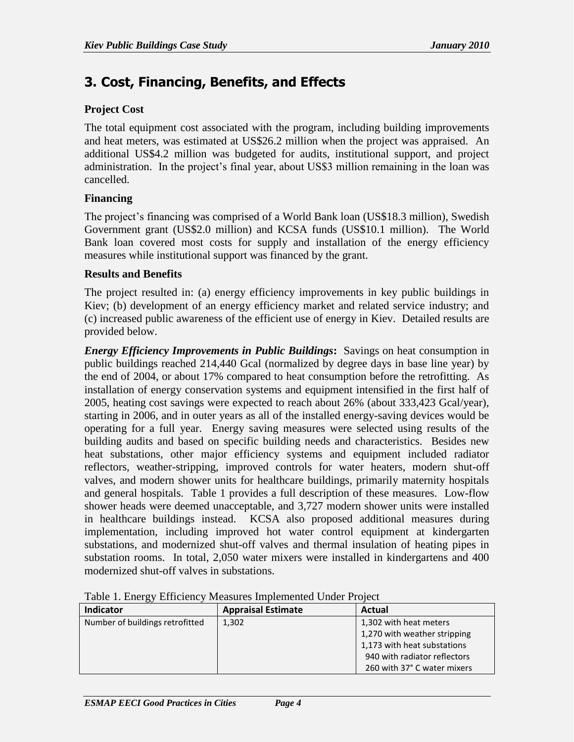## 3. Cost, Financing, Benefits, and Effects

### Project Cost

The total equipment cost associated with the program, including building improvements and heat meters, was estimated at US$26.2 million when the project was appraised. An additional US$4.2 million was budgeted for audits, institutional support, and project administration. In the project's final year, about US$3 million remaining in the loan was cancelled.

### Financing

The project's financing was comprised of a World Bank loan (US$18.3 million), Swedish Government grant (US$2.0 million) and KCSA funds (US$10.1 million). The World Bank loan covered most costs for supply and installation of the energy efficiency measures while institutional support was financed by the grant.

### Results and Benefits

The project resulted in: (a) energy efficiency improvements in key public buildings in Kiev; (b) development of an energy efficiency market and related service industry; and (c) increased public awareness of the efficient use of energy in Kiev. Detailed results are provided below.

***Energy Efficiency Improvements in Public Buildings*:** Savings on heat consumption in public buildings reached 214,440 Gcal (normalized by degree days in base line year) by the end of 2004, or about 17% compared to heat consumption before the retrofitting. As installation of energy conservation systems and equipment intensified in the first half of 2005, heating cost savings were expected to reach about 26% (about 333,423 Gcal/year), starting in 2006, and in outer years as all of the installed energy-saving devices would be operating for a full year. Energy saving measures were selected using results of the building audits and based on specific building needs and characteristics. Besides new heat substations, other major efficiency systems and equipment included radiator reflectors, weather-stripping, improved controls for water heaters, modern shut-off valves, and modern shower units for healthcare buildings, primarily maternity hospitals and general hospitals. Table 1 provides a full description of these measures. Low-flow shower heads were deemed unacceptable, and 3,727 modern shower units were installed in healthcare buildings instead. KCSA also proposed additional measures during implementation, including improved hot water control equipment at kindergarten substations, and modernized shut-off valves and thermal insulation of heating pipes in substation rooms. In total, 2,050 water mixers were installed in kindergartens and 400 modernized shut-off valves in substations.

Table 1. Energy Efficiency Measures Implemented Under Project

| Indicator | Appraisal Estimate | Actual |
|---|---|---|
| Number of buildings retrofitted | 1,302 | 1,302 with heat meters<br>1,270 with weather stripping<br>1,173 with heat substations<br>940 with radiator reflectors<br>260 with 37° C water mixers |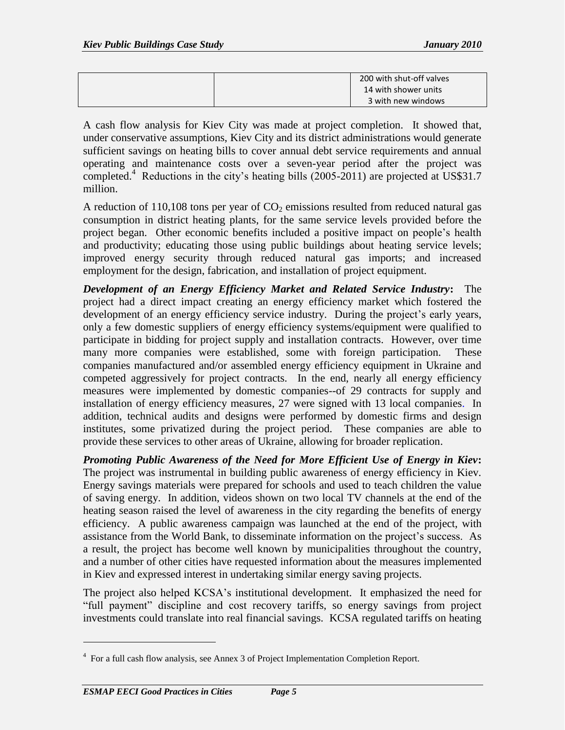| | | 200 with shut-off valves<br>14 with shower units<br>3 with new windows |
|---|---|---|

A cash flow analysis for Kiev City was made at project completion. It showed that, under conservative assumptions, Kiev City and its district administrations would generate sufficient savings on heating bills to cover annual debt service requirements and annual operating and maintenance costs over a seven-year period after the project was completed.[4] Reductions in the city's heating bills (2005-2011) are projected at US$31.7 million.

A reduction of 110,108 tons per year of $CO_2$ emissions resulted from reduced natural gas consumption in district heating plants, for the same service levels provided before the project began. Other economic benefits included a positive impact on people's health and productivity; educating those using public buildings about heating service levels; improved energy security through reduced natural gas imports; and increased employment for the design, fabrication, and installation of project equipment.

***Development of an Energy Efficiency Market and Related Service Industry*:** The project had a direct impact creating an energy efficiency market which fostered the development of an energy efficiency service industry. During the project's early years, only a few domestic suppliers of energy efficiency systems/equipment were qualified to participate in bidding for project supply and installation contracts. However, over time many more companies were established, some with foreign participation. These companies manufactured and/or assembled energy efficiency equipment in Ukraine and competed aggressively for project contracts. In the end, nearly all energy efficiency measures were implemented by domestic companies--of 29 contracts for supply and installation of energy efficiency measures, 27 were signed with 13 local companies. In addition, technical audits and designs were performed by domestic firms and design institutes, some privatized during the project period. These companies are able to provide these services to other areas of Ukraine, allowing for broader replication.

***Promoting Public Awareness of the Need for More Efficient Use of Energy in Kiev*:** The project was instrumental in building public awareness of energy efficiency in Kiev. Energy savings materials were prepared for schools and used to teach children the value of saving energy. In addition, videos shown on two local TV channels at the end of the heating season raised the level of awareness in the city regarding the benefits of energy efficiency. A public awareness campaign was launched at the end of the project, with assistance from the World Bank, to disseminate information on the project's success. As a result, the project has become well known by municipalities throughout the country, and a number of other cities have requested information about the measures implemented in Kiev and expressed interest in undertaking similar energy saving projects.

The project also helped KCSA's institutional development. It emphasized the need for "full payment" discipline and cost recovery tariffs, so energy savings from project investments could translate into real financial savings. KCSA regulated tariffs on heating

---

[4] For a full cash flow analysis, see Annex 3 of Project Implementation Completion Report.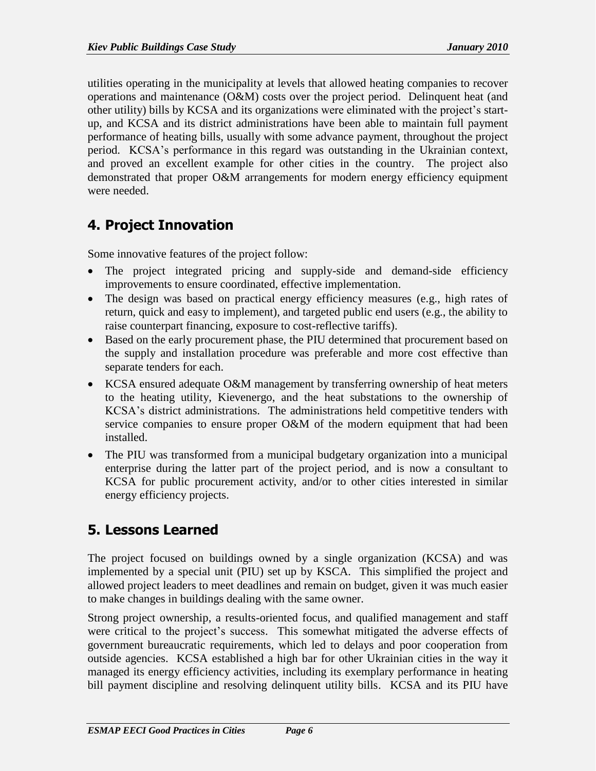utilities operating in the municipality at levels that allowed heating companies to recover operations and maintenance (O&M) costs over the project period. Delinquent heat (and other utility) bills by KCSA and its organizations were eliminated with the project's start-up, and KCSA and its district administrations have been able to maintain full payment performance of heating bills, usually with some advance payment, throughout the project period. KCSA's performance in this regard was outstanding in the Ukrainian context, and proved an excellent example for other cities in the country. The project also demonstrated that proper O&M arrangements for modern energy efficiency equipment were needed.

## 4. Project Innovation

Some innovative features of the project follow:

- The project integrated pricing and supply-side and demand-side efficiency improvements to ensure coordinated, effective implementation.
- The design was based on practical energy efficiency measures (e.g., high rates of return, quick and easy to implement), and targeted public end users (e.g., the ability to raise counterpart financing, exposure to cost-reflective tariffs).
- Based on the early procurement phase, the PIU determined that procurement based on the supply and installation procedure was preferable and more cost effective than separate tenders for each.
- KCSA ensured adequate O&M management by transferring ownership of heat meters to the heating utility, Kievenergo, and the heat substations to the ownership of KCSA's district administrations. The administrations held competitive tenders with service companies to ensure proper O&M of the modern equipment that had been installed.
- The PIU was transformed from a municipal budgetary organization into a municipal enterprise during the latter part of the project period, and is now a consultant to KCSA for public procurement activity, and/or to other cities interested in similar energy efficiency projects.

## 5. Lessons Learned

The project focused on buildings owned by a single organization (KCSA) and was implemented by a special unit (PIU) set up by KSCA. This simplified the project and allowed project leaders to meet deadlines and remain on budget, given it was much easier to make changes in buildings dealing with the same owner.

Strong project ownership, a results-oriented focus, and qualified management and staff were critical to the project's success. This somewhat mitigated the adverse effects of government bureaucratic requirements, which led to delays and poor cooperation from outside agencies. KCSA established a high bar for other Ukrainian cities in the way it managed its energy efficiency activities, including its exemplary performance in heating bill payment discipline and resolving delinquent utility bills. KCSA and its PIU have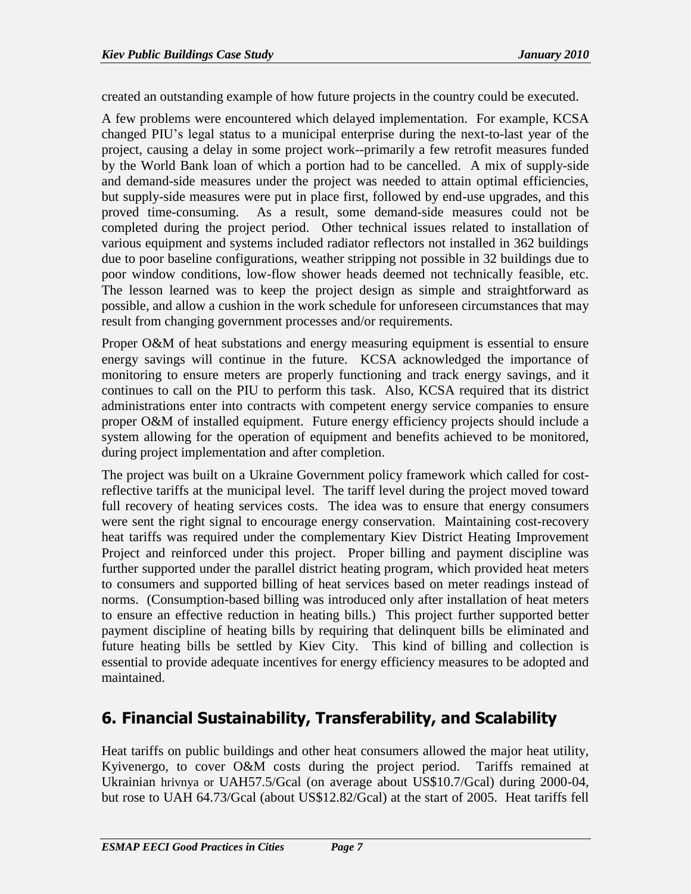created an outstanding example of how future projects in the country could be executed.

A few problems were encountered which delayed implementation. For example, KCSA changed PIU's legal status to a municipal enterprise during the next-to-last year of the project, causing a delay in some project work--primarily a few retrofit measures funded by the World Bank loan of which a portion had to be cancelled. A mix of supply-side and demand-side measures under the project was needed to attain optimal efficiencies, but supply-side measures were put in place first, followed by end-use upgrades, and this proved time-consuming. As a result, some demand-side measures could not be completed during the project period. Other technical issues related to installation of various equipment and systems included radiator reflectors not installed in 362 buildings due to poor baseline configurations, weather stripping not possible in 32 buildings due to poor window conditions, low-flow shower heads deemed not technically feasible, etc. The lesson learned was to keep the project design as simple and straightforward as possible, and allow a cushion in the work schedule for unforeseen circumstances that may result from changing government processes and/or requirements.

Proper O&M of heat substations and energy measuring equipment is essential to ensure energy savings will continue in the future. KCSA acknowledged the importance of monitoring to ensure meters are properly functioning and track energy savings, and it continues to call on the PIU to perform this task. Also, KCSA required that its district administrations enter into contracts with competent energy service companies to ensure proper O&M of installed equipment. Future energy efficiency projects should include a system allowing for the operation of equipment and benefits achieved to be monitored, during project implementation and after completion.

The project was built on a Ukraine Government policy framework which called for cost-reflective tariffs at the municipal level. The tariff level during the project moved toward full recovery of heating services costs. The idea was to ensure that energy consumers were sent the right signal to encourage energy conservation. Maintaining cost-recovery heat tariffs was required under the complementary Kiev District Heating Improvement Project and reinforced under this project. Proper billing and payment discipline was further supported under the parallel district heating program, which provided heat meters to consumers and supported billing of heat services based on meter readings instead of norms. (Consumption-based billing was introduced only after installation of heat meters to ensure an effective reduction in heating bills.) This project further supported better payment discipline of heating bills by requiring that delinquent bills be eliminated and future heating bills be settled by Kiev City. This kind of billing and collection is essential to provide adequate incentives for energy efficiency measures to be adopted and maintained.

## 6. Financial Sustainability, Transferability, and Scalability

Heat tariffs on public buildings and other heat consumers allowed the major heat utility, Kyivenergo, to cover O&M costs during the project period. Tariffs remained at Ukrainian hrivnya or UAH57.5/Gcal (on average about US$10.7/Gcal) during 2000-04, but rose to UAH 64.73/Gcal (about US$12.82/Gcal) at the start of 2005. Heat tariffs fell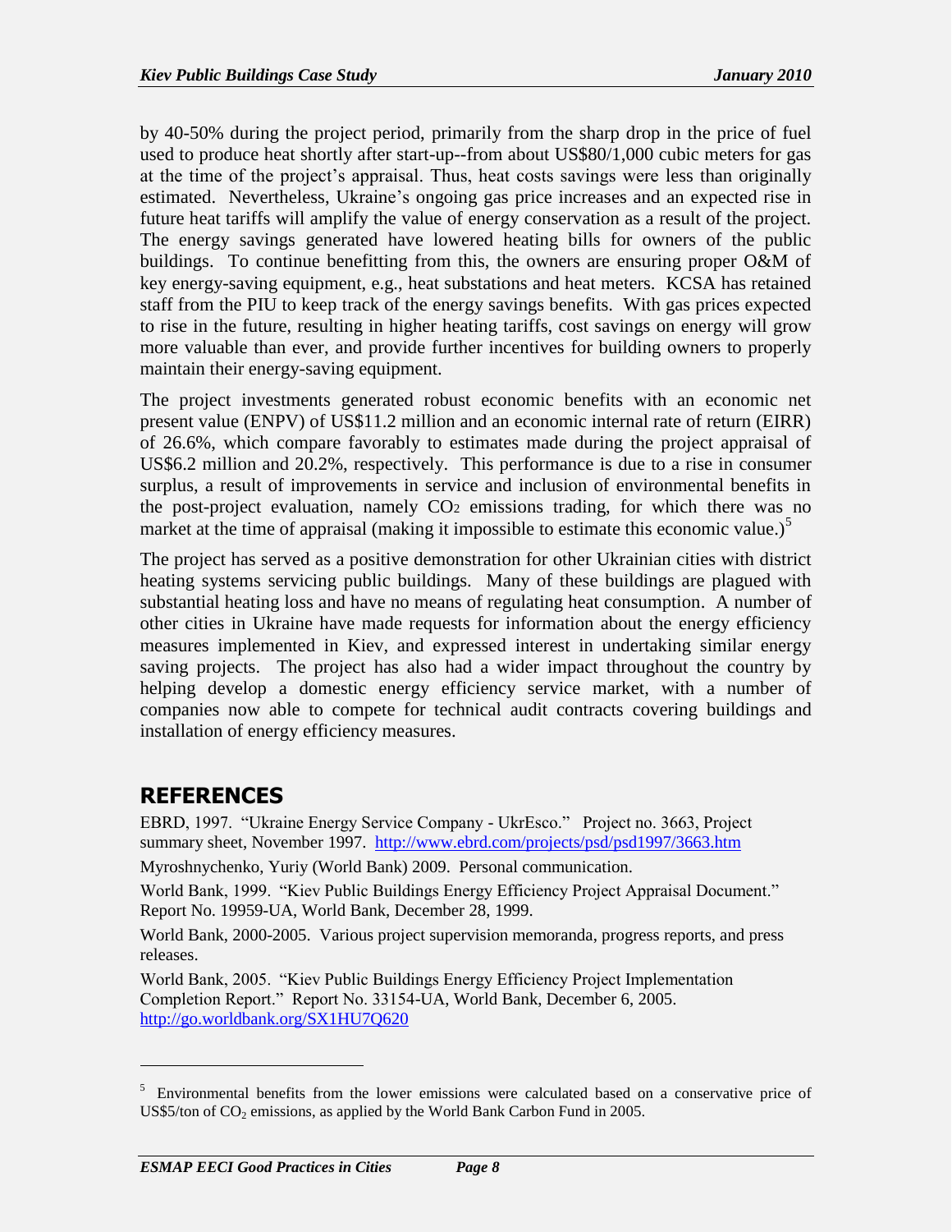by 40-50% during the project period, primarily from the sharp drop in the price of fuel used to produce heat shortly after start-up--from about US$80/1,000 cubic meters for gas at the time of the project's appraisal. Thus, heat costs savings were less than originally estimated. Nevertheless, Ukraine's ongoing gas price increases and an expected rise in future heat tariffs will amplify the value of energy conservation as a result of the project. The energy savings generated have lowered heating bills for owners of the public buildings. To continue benefitting from this, the owners are ensuring proper O&M of key energy-saving equipment, e.g., heat substations and heat meters. KCSA has retained staff from the PIU to keep track of the energy savings benefits. With gas prices expected to rise in the future, resulting in higher heating tariffs, cost savings on energy will grow more valuable than ever, and provide further incentives for building owners to properly maintain their energy-saving equipment.

The project investments generated robust economic benefits with an economic net present value (ENPV) of US$11.2 million and an economic internal rate of return (EIRR) of 26.6%, which compare favorably to estimates made during the project appraisal of US$6.2 million and 20.2%, respectively. This performance is due to a rise in consumer surplus, a result of improvements in service and inclusion of environmental benefits in the post-project evaluation, namely $CO_2$ emissions trading, for which there was no market at the time of appraisal (making it impossible to estimate this economic value.)[5]

The project has served as a positive demonstration for other Ukrainian cities with district heating systems servicing public buildings. Many of these buildings are plagued with substantial heating loss and have no means of regulating heat consumption. A number of other cities in Ukraine have made requests for information about the energy efficiency measures implemented in Kiev, and expressed interest in undertaking similar energy saving projects. The project has also had a wider impact throughout the country by helping develop a domestic energy efficiency service market, with a number of companies now able to compete for technical audit contracts covering buildings and installation of energy efficiency measures.

## REFERENCES

EBRD, 1997. "Ukraine Energy Service Company - UkrEsco." Project no. 3663, Project summary sheet, November 1997. http://www.ebrd.com/projects/psd/psd1997/3663.htm

Myroshnychenko, Yuriy (World Bank) 2009. Personal communication.

World Bank, 1999. "Kiev Public Buildings Energy Efficiency Project Appraisal Document." Report No. 19959-UA, World Bank, December 28, 1999.

World Bank, 2000-2005. Various project supervision memoranda, progress reports, and press releases.

World Bank, 2005. "Kiev Public Buildings Energy Efficiency Project Implementation Completion Report." Report No. 33154-UA, World Bank, December 6, 2005. http://go.worldbank.org/SX1HU7Q620

---

[5] Environmental benefits from the lower emissions were calculated based on a conservative price of US$5/ton of $CO_2$ emissions, as applied by the World Bank Carbon Fund in 2005.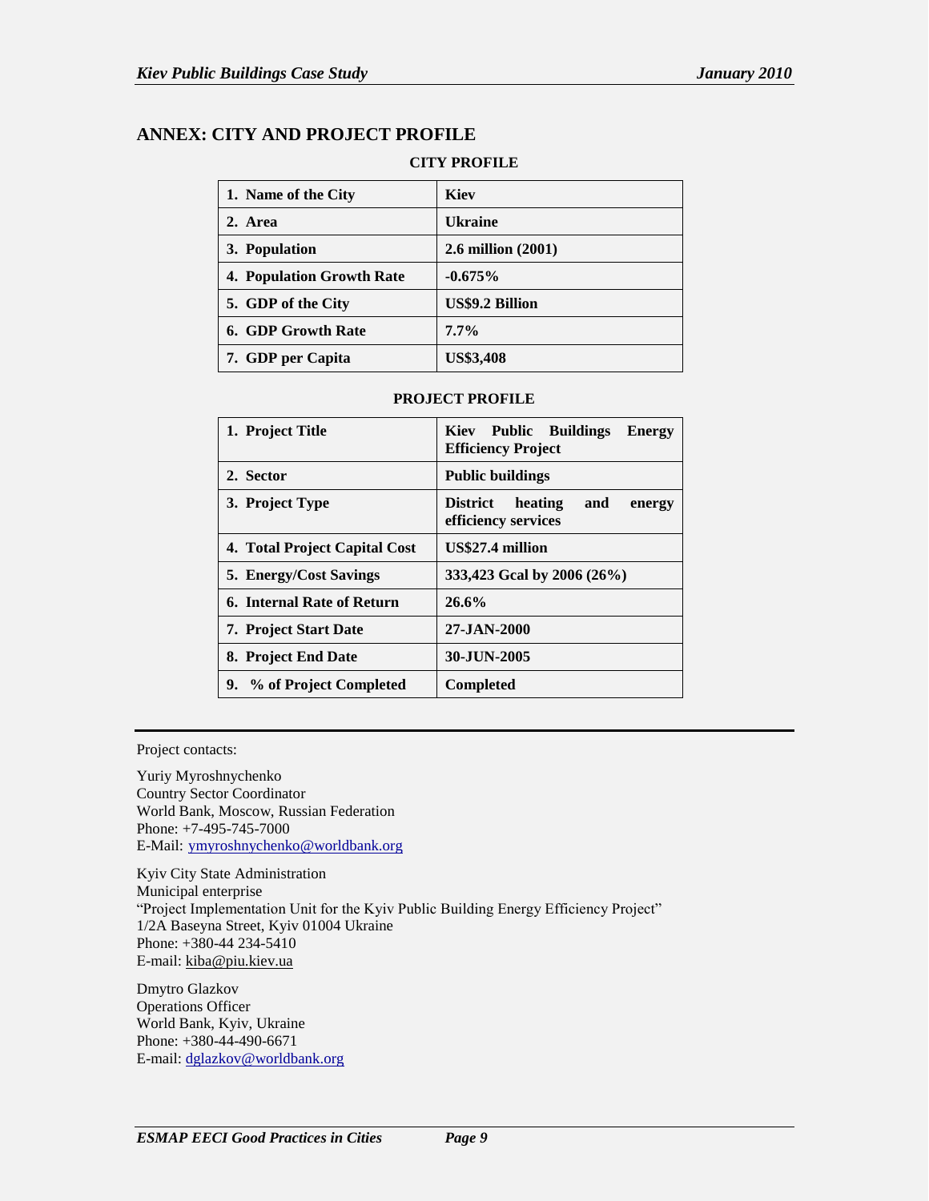## ANNEX: CITY AND PROJECT PROFILE

### CITY PROFILE

| | |
|---|---|
| **1. Name of the City** | **Kiev** |
| **2. Area** | **Ukraine** |
| **3. Population** | **2.6 million (2001)** |
| **4. Population Growth Rate** | **-0.675%** |
| **5. GDP of the City** | **US$9.2 Billion** |
| **6. GDP Growth Rate** | **7.7%** |
| **7. GDP per Capita** | **US$3,408** |

### PROJECT PROFILE

| | |
|---|---|
| **1. Project Title** | **Kiev Public Buildings Energy Efficiency Project** |
| **2. Sector** | **Public buildings** |
| **3. Project Type** | **District heating and energy efficiency services** |
| **4. Total Project Capital Cost** | **US$27.4 million** |
| **5. Energy/Cost Savings** | **333,423 Gcal by 2006 (26%)** |
| **6. Internal Rate of Return** | **26.6%** |
| **7. Project Start Date** | **27-JAN-2000** |
| **8. Project End Date** | **30-JUN-2005** |
| **9. % of Project Completed** | **Completed** |

Project contacts:

Yuriy Myroshnychenko
Country Sector Coordinator
World Bank, Moscow, Russian Federation
Phone: +7-495-745-7000
E-Mail: ymyroshnychenko@worldbank.org

Kyiv City State Administration
Municipal enterprise
"Project Implementation Unit for the Kyiv Public Building Energy Efficiency Project"
1/2A Baseyna Street, Kyiv 01004 Ukraine
Phone: +380-44 234-5410
E-mail: kiba@piu.kiev.ua

Dmytro Glazkov
Operations Officer
World Bank, Kyiv, Ukraine
Phone: +380-44-490-6671
E-mail: dglazkov@worldbank.org